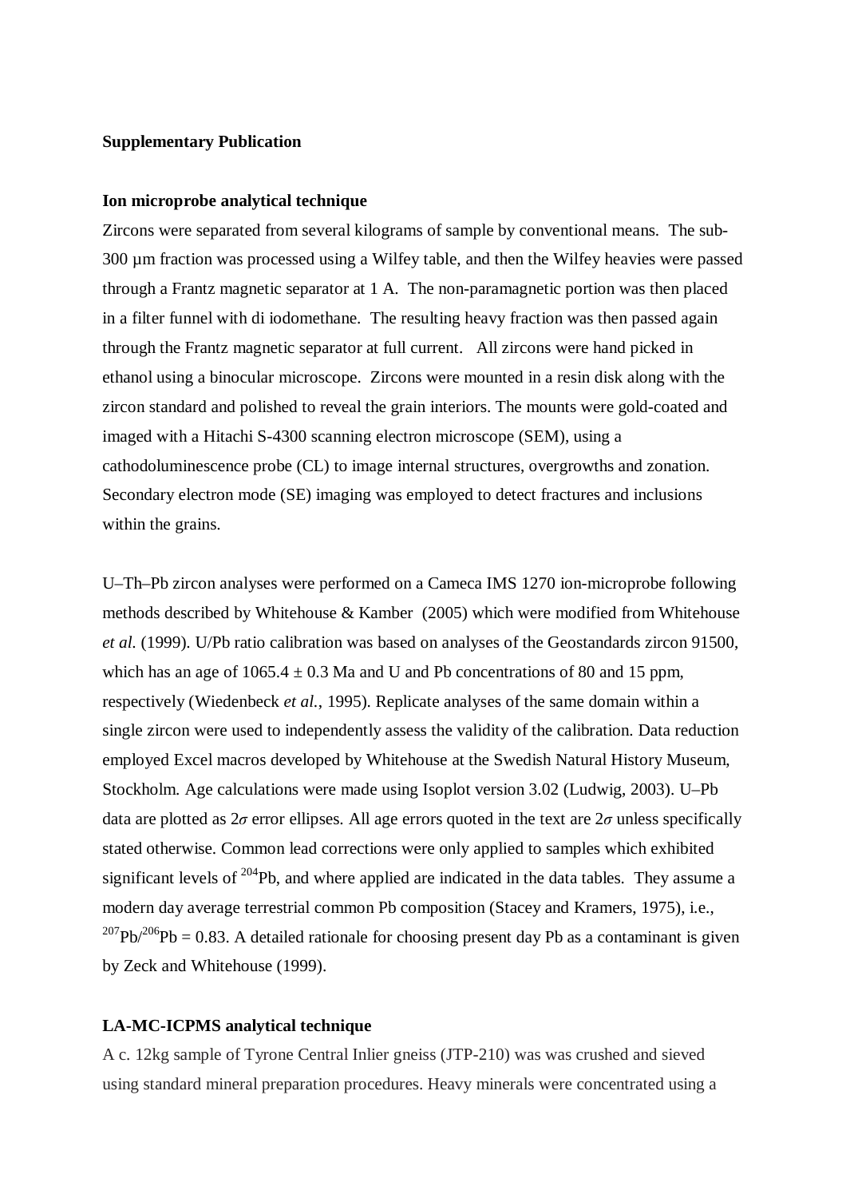**Supplementary Publication**

**Ion microprobe analytical technique**

Zircons were separated from several kilograms of sample by conventional means. The sub-300 µm fraction was processed using a Wilfey table, and then the Wilfey heavies were passed through a Frantz magnetic separator at 1 A. The non-paramagnetic portion was then placed in a filter funnel with di iodomethane. The resulting heavy fraction was then passed again through the Frantz magnetic separator at full current. All zircons were hand picked in ethanol using a binocular microscope. Zircons were mounted in a resin disk along with the zircon standard and polished to reveal the grain interiors. The mounts were gold-coated and imaged with a Hitachi S-4300 scanning electron microscope (SEM), using a cathodoluminescence probe (CL) to image internal structures, overgrowths and zonation. Secondary electron mode (SE) imaging was employed to detect fractures and inclusions within the grains.

U–Th–Pb zircon analyses were performed on a Cameca IMS 1270 ion-microprobe following methods described by Whitehouse & Kamber (2005) which were modified from Whitehouse *et al.* (1999). U/Pb ratio calibration was based on analyses of the Geostandards zircon 91500, which has an age of 1065.4 ± 0.3 Ma and U and Pb concentrations of 80 and 15 ppm, respectively (Wiedenbeck *et al.*, 1995). Replicate analyses of the same domain within a single zircon were used to independently assess the validity of the calibration. Data reduction employed Excel macros developed by Whitehouse at the Swedish Natural History Museum, Stockholm. Age calculations were made using Isoplot version 3.02 (Ludwig, 2003). U–Pb data are plotted as $2\sigma$ error ellipses. All age errors quoted in the text are $2\sigma$ unless specifically stated otherwise. Common lead corrections were only applied to samples which exhibited significant levels of $^{204}$Pb, and where applied are indicated in the data tables. They assume a modern day average terrestrial common Pb composition (Stacey and Kramers, 1975), i.e., $^{207}$Pb/$^{206}$Pb = 0.83. A detailed rationale for choosing present day Pb as a contaminant is given by Zeck and Whitehouse (1999).

**LA-MC-ICPMS analytical technique**

A c. 12kg sample of Tyrone Central Inlier gneiss (JTP-210) was was crushed and sieved using standard mineral preparation procedures. Heavy minerals were concentrated using a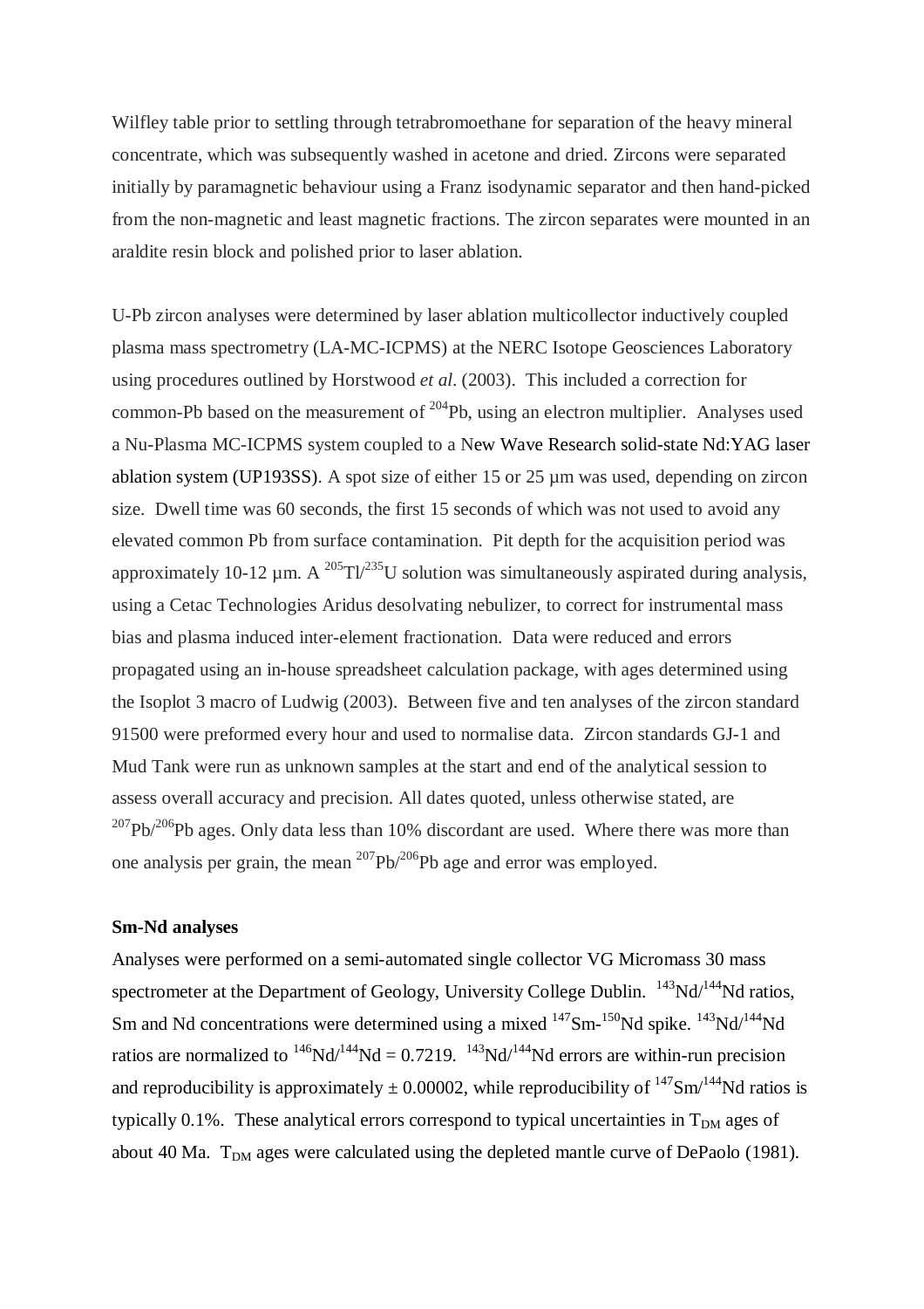Wilfley table prior to settling through tetrabromoethane for separation of the heavy mineral concentrate, which was subsequently washed in acetone and dried. Zircons were separated initially by paramagnetic behaviour using a Franz isodynamic separator and then hand-picked from the non-magnetic and least magnetic fractions. The zircon separates were mounted in an araldite resin block and polished prior to laser ablation.

U-Pb zircon analyses were determined by laser ablation multicollector inductively coupled plasma mass spectrometry (LA-MC-ICPMS) at the NERC Isotope Geosciences Laboratory using procedures outlined by Horstwood *et al*. (2003). This included a correction for common-Pb based on the measurement of $^{204}$Pb, using an electron multiplier. Analyses used a Nu-Plasma MC-ICPMS system coupled to a New Wave Research solid-state Nd:YAG laser ablation system (UP193SS). A spot size of either 15 or 25 µm was used, depending on zircon size. Dwell time was 60 seconds, the first 15 seconds of which was not used to avoid any elevated common Pb from surface contamination. Pit depth for the acquisition period was approximately 10-12 µm. A $^{205}$Tl/$^{235}$U solution was simultaneously aspirated during analysis, using a Cetac Technologies Aridus desolvating nebulizer, to correct for instrumental mass bias and plasma induced inter-element fractionation. Data were reduced and errors propagated using an in-house spreadsheet calculation package, with ages determined using the Isoplot 3 macro of Ludwig (2003). Between five and ten analyses of the zircon standard 91500 were preformed every hour and used to normalise data. Zircon standards GJ-1 and Mud Tank were run as unknown samples at the start and end of the analytical session to assess overall accuracy and precision. All dates quoted, unless otherwise stated, are $^{207}$Pb/$^{206}$Pb ages. Only data less than 10% discordant are used. Where there was more than one analysis per grain, the mean $^{207}$Pb/$^{206}$Pb age and error was employed.

**Sm-Nd analyses**

Analyses were performed on a semi-automated single collector VG Micromass 30 mass spectrometer at the Department of Geology, University College Dublin. $^{143}$Nd/$^{144}$Nd ratios, Sm and Nd concentrations were determined using a mixed $^{147}$Sm-$^{150}$Nd spike. $^{143}$Nd/$^{144}$Nd ratios are normalized to $^{146}$Nd/$^{144}$Nd = 0.7219. $^{143}$Nd/$^{144}$Nd errors are within-run precision and reproducibility is approximately ± 0.00002, while reproducibility of $^{147}$Sm/$^{144}$Nd ratios is typically 0.1%. These analytical errors correspond to typical uncertainties in $T_{DM}$ ages of about 40 Ma. $T_{DM}$ ages were calculated using the depleted mantle curve of DePaolo (1981).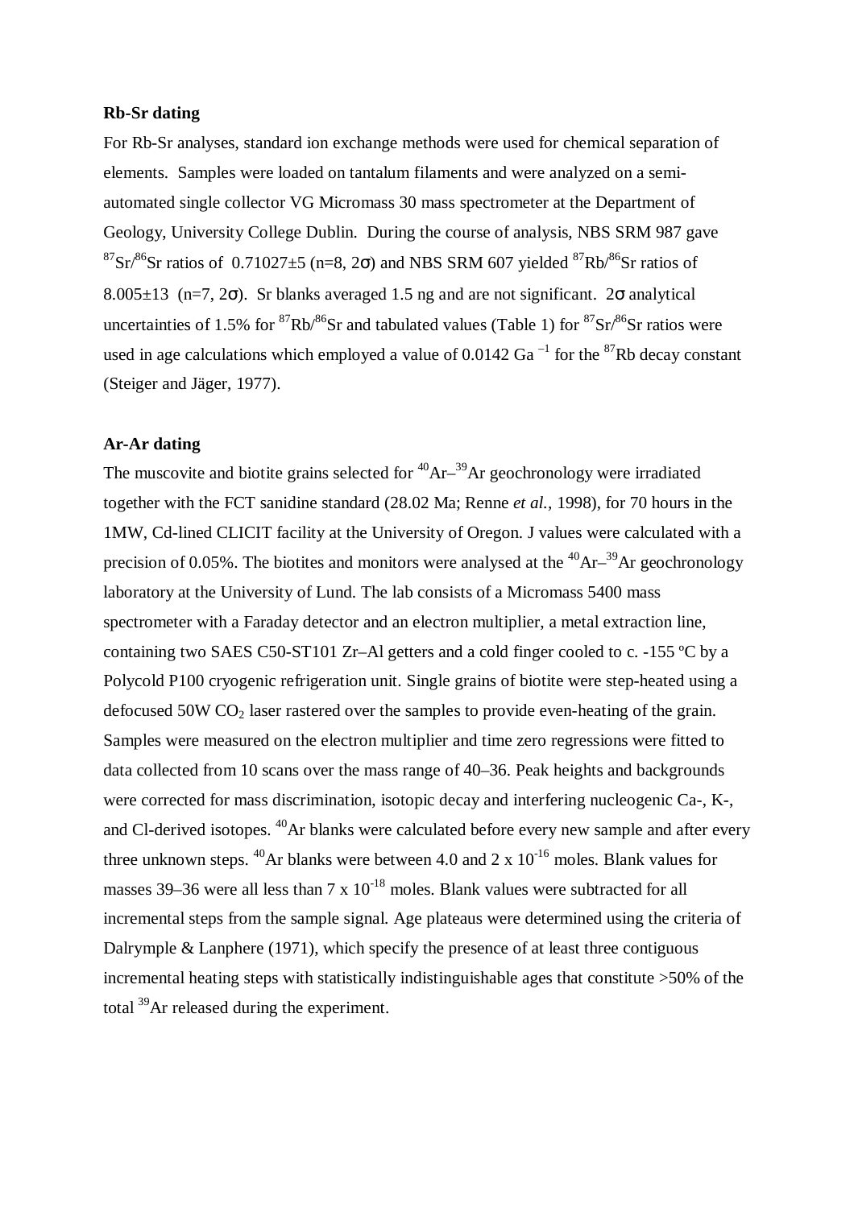**Rb-Sr dating**

For Rb-Sr analyses, standard ion exchange methods were used for chemical separation of elements. Samples were loaded on tantalum filaments and were analyzed on a semi-automated single collector VG Micromass 30 mass spectrometer at the Department of Geology, University College Dublin. During the course of analysis, NBS SRM 987 gave $^{87}Sr/^{86}Sr$ ratios of 0.71027±5 (n=8, 2σ) and NBS SRM 607 yielded $^{87}Rb/^{86}Sr$ ratios of 8.005±13 (n=7, 2σ). Sr blanks averaged 1.5 ng and are not significant. 2σ analytical uncertainties of 1.5% for $^{87}Rb/^{86}Sr$ and tabulated values (Table 1) for $^{87}Sr/^{86}Sr$ ratios were used in age calculations which employed a value of 0.0142 $Ga^{-1}$ for the $^{87}Rb$ decay constant (Steiger and Jäger, 1977).

**Ar-Ar dating**

The muscovite and biotite grains selected for $^{40}Ar$–$^{39}Ar$ geochronology were irradiated together with the FCT sanidine standard (28.02 Ma; Renne *et al.*, 1998), for 70 hours in the 1MW, Cd-lined CLICIT facility at the University of Oregon. J values were calculated with a precision of 0.05%. The biotites and monitors were analysed at the $^{40}Ar$–$^{39}Ar$ geochronology laboratory at the University of Lund. The lab consists of a Micromass 5400 mass spectrometer with a Faraday detector and an electron multiplier, a metal extraction line, containing two SAES C50-ST101 Zr–Al getters and a cold finger cooled to c. -155 ºC by a Polycold P100 cryogenic refrigeration unit. Single grains of biotite were step-heated using a defocused 50W $CO_2$ laser rastered over the samples to provide even-heating of the grain. Samples were measured on the electron multiplier and time zero regressions were fitted to data collected from 10 scans over the mass range of 40–36. Peak heights and backgrounds were corrected for mass discrimination, isotopic decay and interfering nucleogenic Ca-, K-, and Cl-derived isotopes. $^{40}Ar$ blanks were calculated before every new sample and after every three unknown steps. $^{40}Ar$ blanks were between 4.0 and $2 \times 10^{-16}$ moles. Blank values for masses 39–36 were all less than $7 \times 10^{-18}$ moles. Blank values were subtracted for all incremental steps from the sample signal. Age plateaus were determined using the criteria of Dalrymple & Lanphere (1971), which specify the presence of at least three contiguous incremental heating steps with statistically indistinguishable ages that constitute >50% of the total $^{39}Ar$ released during the experiment.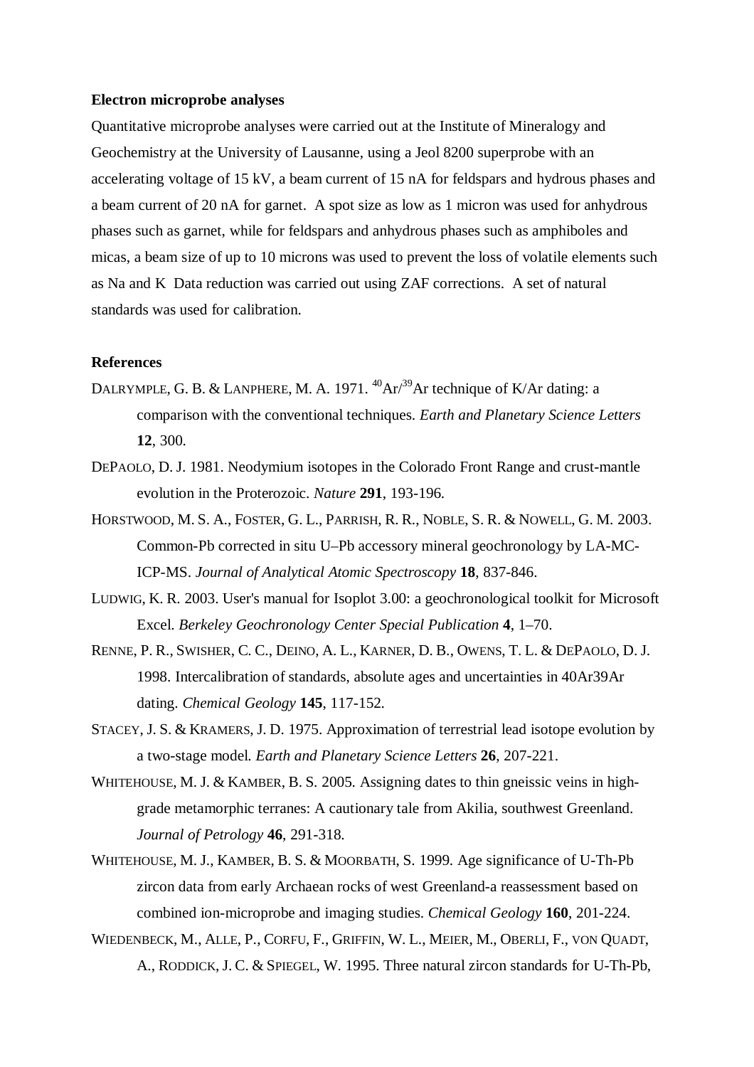**Electron microprobe analyses**

Quantitative microprobe analyses were carried out at the Institute of Mineralogy and Geochemistry at the University of Lausanne, using a Jeol 8200 superprobe with an accelerating voltage of 15 kV, a beam current of 15 nA for feldspars and hydrous phases and a beam current of 20 nA for garnet. A spot size as low as 1 micron was used for anhydrous phases such as garnet, while for feldspars and anhydrous phases such as amphiboles and micas, a beam size of up to 10 microns was used to prevent the loss of volatile elements such as Na and K Data reduction was carried out using ZAF corrections. A set of natural standards was used for calibration.

**References**

DALRYMPLE, G. B. & LANPHERE, M. A. 1971. $^{40}$Ar/$^{39}$Ar technique of K/Ar dating: a comparison with the conventional techniques. *Earth and Planetary Science Letters* **12**, 300.

DEPAOLO, D. J. 1981. Neodymium isotopes in the Colorado Front Range and crust-mantle evolution in the Proterozoic. *Nature* **291**, 193-196.

HORSTWOOD, M. S. A., FOSTER, G. L., PARRISH, R. R., NOBLE, S. R. & NOWELL, G. M. 2003. Common-Pb corrected in situ U–Pb accessory mineral geochronology by LA-MC-ICP-MS. *Journal of Analytical Atomic Spectroscopy* **18**, 837-846.

LUDWIG, K. R. 2003. User's manual for Isoplot 3.00: a geochronological toolkit for Microsoft Excel. *Berkeley Geochronology Center Special Publication* **4**, 1–70.

RENNE, P. R., SWISHER, C. C., DEINO, A. L., KARNER, D. B., OWENS, T. L. & DEPAOLO, D. J. 1998. Intercalibration of standards, absolute ages and uncertainties in 40Ar39Ar dating. *Chemical Geology* **145**, 117-152.

STACEY, J. S. & KRAMERS, J. D. 1975. Approximation of terrestrial lead isotope evolution by a two-stage model. *Earth and Planetary Science Letters* **26**, 207-221.

WHITEHOUSE, M. J. & KAMBER, B. S. 2005. Assigning dates to thin gneissic veins in high-grade metamorphic terranes: A cautionary tale from Akilia, southwest Greenland. *Journal of Petrology* **46**, 291-318.

WHITEHOUSE, M. J., KAMBER, B. S. & MOORBATH, S. 1999. Age significance of U-Th-Pb zircon data from early Archaean rocks of west Greenland-a reassessment based on combined ion-microprobe and imaging studies. *Chemical Geology* **160**, 201-224.

WIEDENBECK, M., ALLE, P., CORFU, F., GRIFFIN, W. L., MEIER, M., OBERLI, F., VON QUADT, A., RODDICK, J. C. & SPIEGEL, W. 1995. Three natural zircon standards for U-Th-Pb,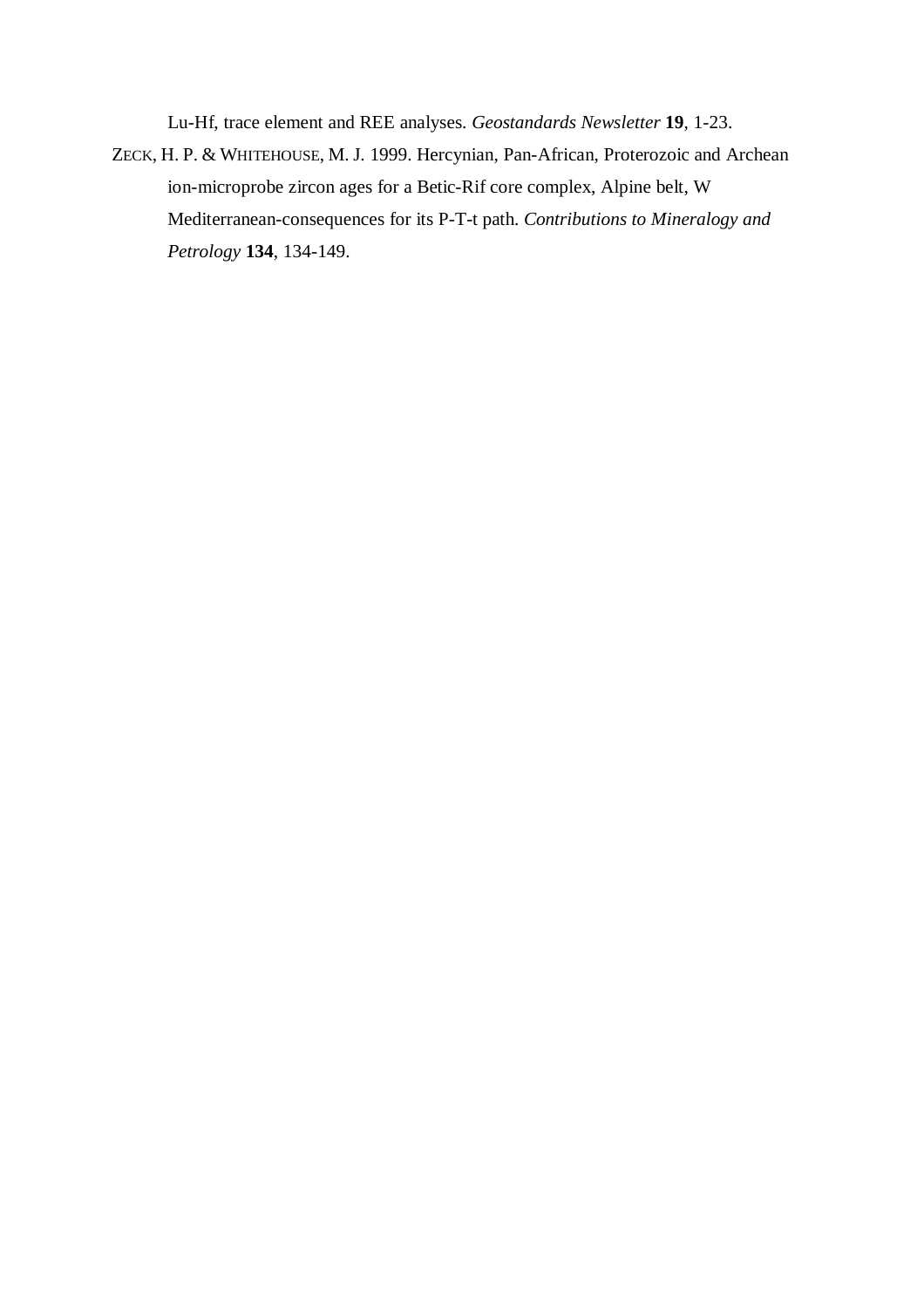Lu-Hf, trace element and REE analyses. *Geostandards Newsletter* **19**, 1-23.

ZECK, H. P. & WHITEHOUSE, M. J. 1999. Hercynian, Pan-African, Proterozoic and Archean ion-microprobe zircon ages for a Betic-Rif core complex, Alpine belt, W Mediterranean-consequences for its P-T-t path. *Contributions to Mineralogy and Petrology* **134**, 134-149.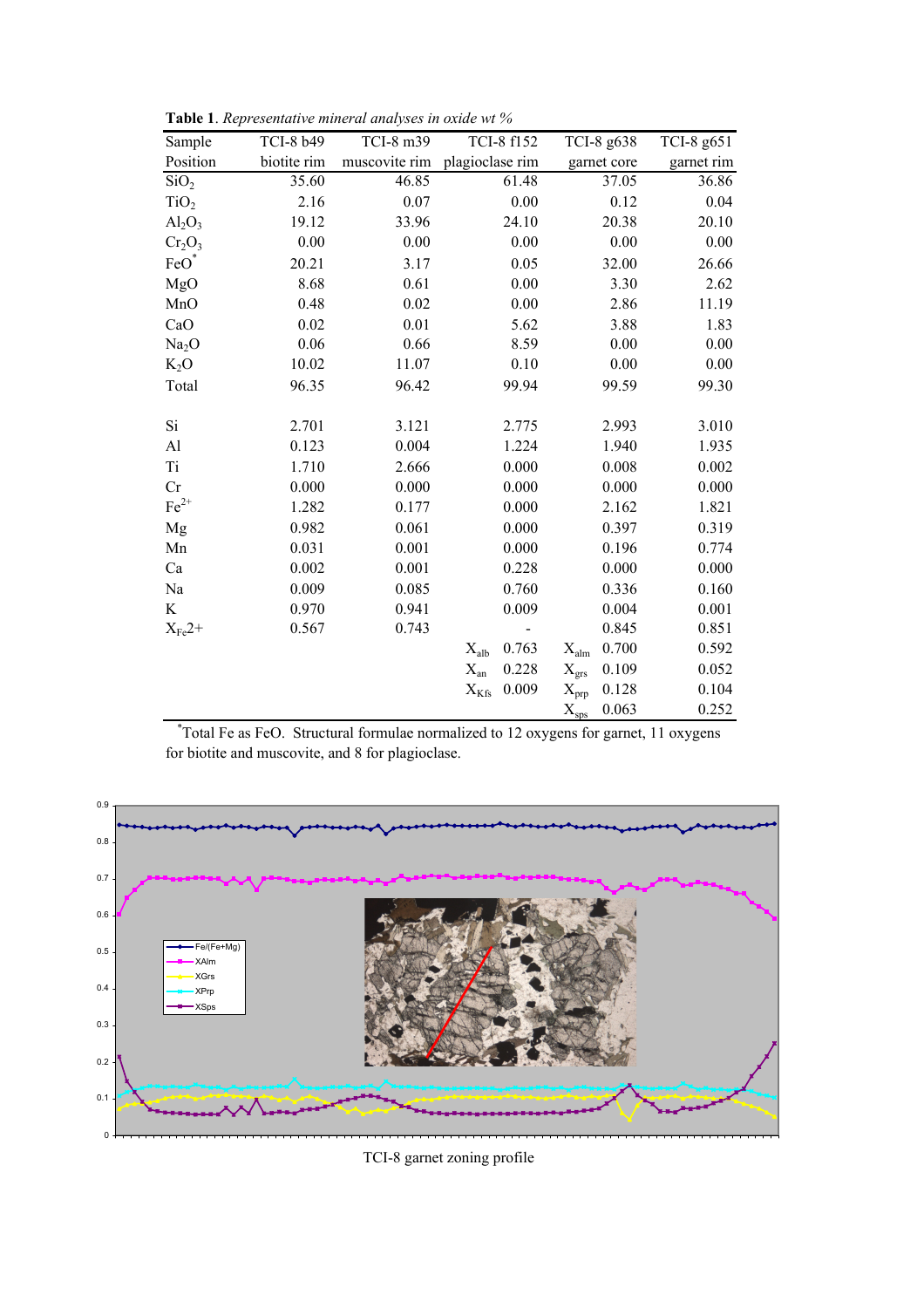**Table 1**. *Representative mineral analyses in oxide wt %*

| Sample | TCI-8 b49 | TCI-8 m39 | TCI-8 f152 | | TCI-8 g638 | | TCI-8 g651 |
|---|---|---|---|---|---|---|---|
| Position | biotite rim | muscovite rim | plagioclase rim | | garnet core | | garnet rim |
| $SiO_2$ | 35.60 | 46.85 | | 61.48 | | 37.05 | 36.86 |
| $TiO_2$ | 2.16 | 0.07 | | 0.00 | | 0.12 | 0.04 |
| $Al_2O_3$ | 19.12 | 33.96 | | 24.10 | | 20.38 | 20.10 |
| $Cr_2O_3$ | 0.00 | 0.00 | | 0.00 | | 0.00 | 0.00 |
| $FeO^*$ | 20.21 | 3.17 | | 0.05 | | 32.00 | 26.66 |
| MgO | 8.68 | 0.61 | | 0.00 | | 3.30 | 2.62 |
| MnO | 0.48 | 0.02 | | 0.00 | | 2.86 | 11.19 |
| CaO | 0.02 | 0.01 | | 5.62 | | 3.88 | 1.83 |
| $Na_2O$ | 0.06 | 0.66 | | 8.59 | | 0.00 | 0.00 |
| $K_2O$ | 10.02 | 11.07 | | 0.10 | | 0.00 | 0.00 |
| Total | 96.35 | 96.42 | | 99.94 | | 99.59 | 99.30 |
| | | | | | | | |
| Si | 2.701 | 3.121 | | 2.775 | | 2.993 | 3.010 |
| Al | 0.123 | 0.004 | | 1.224 | | 1.940 | 1.935 |
| Ti | 1.710 | 2.666 | | 0.000 | | 0.008 | 0.002 |
| Cr | 0.000 | 0.000 | | 0.000 | | 0.000 | 0.000 |
| $Fe^{2+}$ | 1.282 | 0.177 | | 0.000 | | 2.162 | 1.821 |
| Mg | 0.982 | 0.061 | | 0.000 | | 0.397 | 0.319 |
| Mn | 0.031 | 0.001 | | 0.000 | | 0.196 | 0.774 |
| Ca | 0.002 | 0.001 | | 0.228 | | 0.000 | 0.000 |
| Na | 0.009 | 0.085 | | 0.760 | | 0.336 | 0.160 |
| K | 0.970 | 0.941 | | 0.009 | | 0.004 | 0.001 |
| $X_{Fe}2+$ | 0.567 | 0.743 | | - | | 0.845 | 0.851 |
| | | | $X_{alb}$ | 0.763 | $X_{alm}$ | 0.700 | 0.592 |
| | | | $X_{an}$ | 0.228 | $X_{grs}$ | 0.109 | 0.052 |
| | | | $X_{Kfs}$ | 0.009 | $X_{prp}$ | 0.128 | 0.104 |
| | | | | | $X_{sps}$ | 0.063 | 0.252 |

*Total Fe as FeO. Structural formulae normalized to 12 oxygens for garnet, 11 oxygens for biotite and muscovite, and 8 for plagioclase.

TCI-8 garnet zoning profile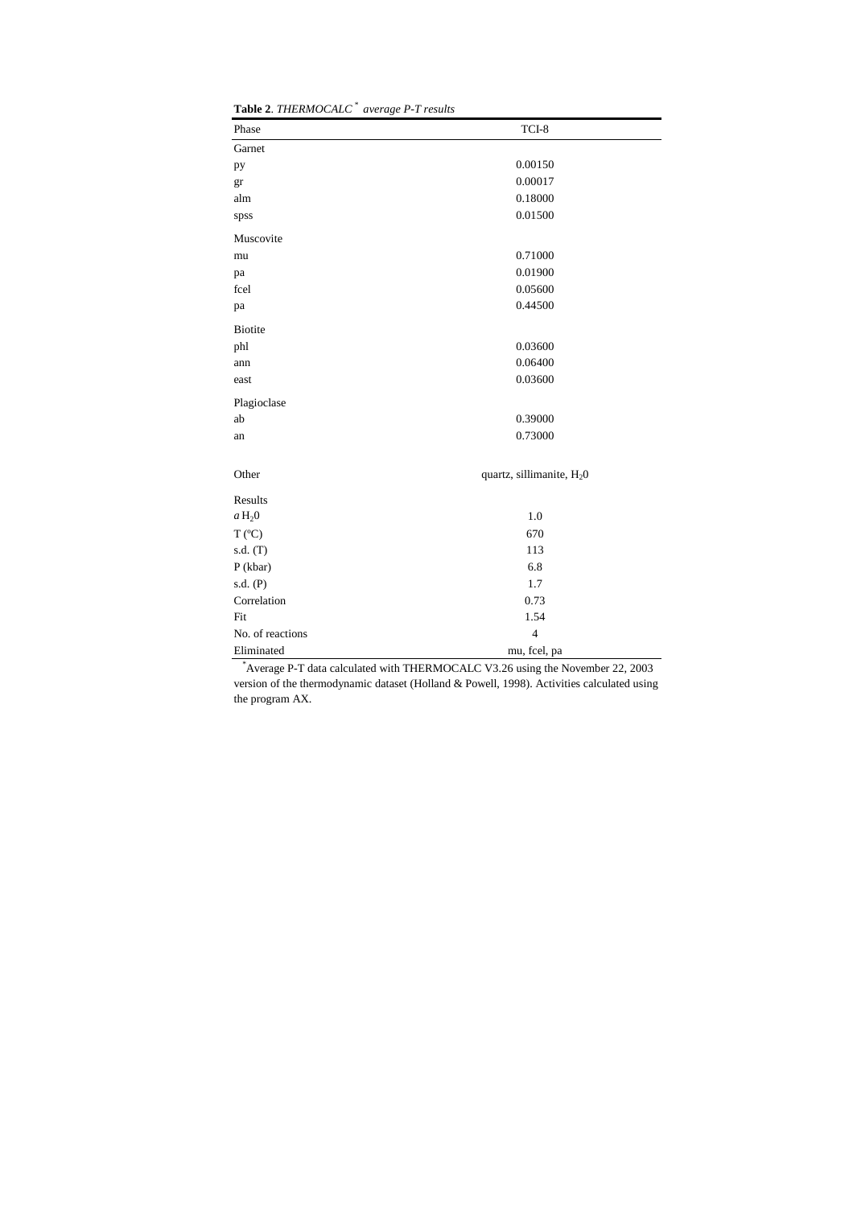**Table 2**. *THERMOCALC [*] average P-T results*

| Phase | TCI-8 |
|---|---|
| Garnet | |
| py | 0.00150 |
| gr | 0.00017 |
| alm | 0.18000 |
| spss | 0.01500 |
| Muscovite | |
| mu | 0.71000 |
| pa | 0.01900 |
| fcel | 0.05600 |
| pa | 0.44500 |
| Biotite | |
| phl | 0.03600 |
| ann | 0.06400 |
| east | 0.03600 |
| Plagioclase | |
| ab | 0.39000 |
| an | 0.73000 |
| Other | quartz, sillimanite, $H_20$ |
| Results | |
| $a\,H_20$ | 1.0 |
| T (ºC) | 670 |
| s.d. (T) | 113 |
| P (kbar) | 6.8 |
| s.d. (P) | 1.7 |
| Correlation | 0.73 |
| Fit | 1.54 |
| No. of reactions | 4 |
| Eliminated | mu, fcel, pa |

[*]Average P-T data calculated with THERMOCALC V3.26 using the November 22, 2003 version of the thermodynamic dataset (Holland & Powell, 1998). Activities calculated using the program AX.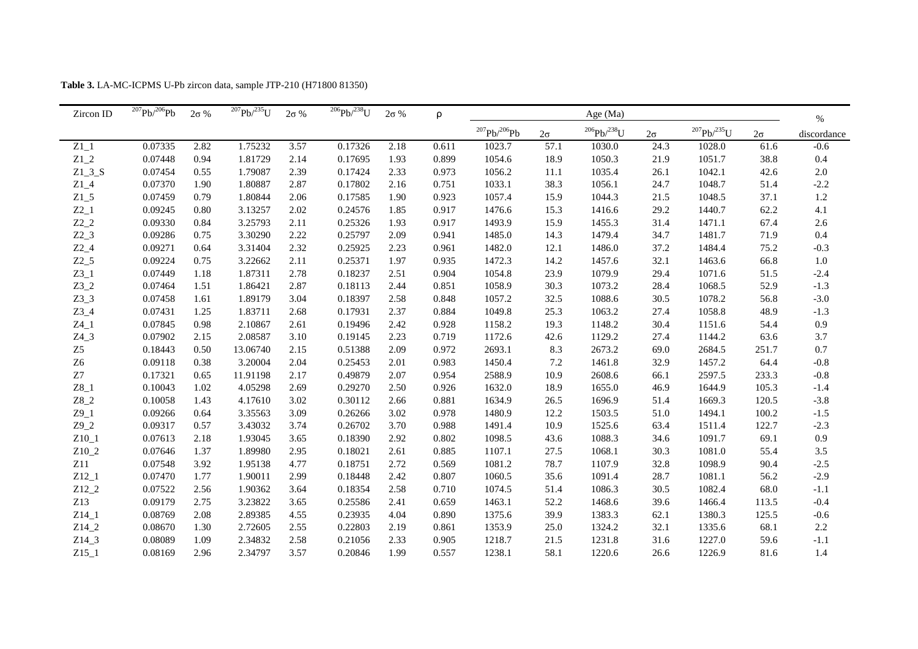**Table 3.** LA-MC-ICPMS U-Pb zircon data, sample JTP-210 (H71800 81350)

| Zircon ID | $^{207}Pb/^{206}Pb$ | 2σ % | $^{207}Pb/^{235}U$ | 2σ % | $^{206}Pb/^{238}U$ | 2σ % | ρ | Age (Ma) | | | | | | % |
|---|---|---|---|---|---|---|---|---|---|---|---|---|---|---|
| | | | | | | | | $^{207}Pb/^{206}Pb$ | 2σ | $^{206}Pb/^{238}U$ | 2σ | $^{207}Pb/^{235}U$ | 2σ | discordance |
| Z1_1 | 0.07335 | 2.82 | 1.75232 | 3.57 | 0.17326 | 2.18 | 0.611 | 1023.7 | 57.1 | 1030.0 | 24.3 | 1028.0 | 61.6 | -0.6 |
| Z1_2 | 0.07448 | 0.94 | 1.81729 | 2.14 | 0.17695 | 1.93 | 0.899 | 1054.6 | 18.9 | 1050.3 | 21.9 | 1051.7 | 38.8 | 0.4 |
| Z1_3_S | 0.07454 | 0.55 | 1.79087 | 2.39 | 0.17424 | 2.33 | 0.973 | 1056.2 | 11.1 | 1035.4 | 26.1 | 1042.1 | 42.6 | 2.0 |
| Z1_4 | 0.07370 | 1.90 | 1.80887 | 2.87 | 0.17802 | 2.16 | 0.751 | 1033.1 | 38.3 | 1056.1 | 24.7 | 1048.7 | 51.4 | -2.2 |
| Z1_5 | 0.07459 | 0.79 | 1.80844 | 2.06 | 0.17585 | 1.90 | 0.923 | 1057.4 | 15.9 | 1044.3 | 21.5 | 1048.5 | 37.1 | 1.2 |
| Z2_1 | 0.09245 | 0.80 | 3.13257 | 2.02 | 0.24576 | 1.85 | 0.917 | 1476.6 | 15.3 | 1416.6 | 29.2 | 1440.7 | 62.2 | 4.1 |
| Z2_2 | 0.09330 | 0.84 | 3.25793 | 2.11 | 0.25326 | 1.93 | 0.917 | 1493.9 | 15.9 | 1455.3 | 31.4 | 1471.1 | 67.4 | 2.6 |
| Z2_3 | 0.09286 | 0.75 | 3.30290 | 2.22 | 0.25797 | 2.09 | 0.941 | 1485.0 | 14.3 | 1479.4 | 34.7 | 1481.7 | 71.9 | 0.4 |
| Z2_4 | 0.09271 | 0.64 | 3.31404 | 2.32 | 0.25925 | 2.23 | 0.961 | 1482.0 | 12.1 | 1486.0 | 37.2 | 1484.4 | 75.2 | -0.3 |
| Z2_5 | 0.09224 | 0.75 | 3.22662 | 2.11 | 0.25371 | 1.97 | 0.935 | 1472.3 | 14.2 | 1457.6 | 32.1 | 1463.6 | 66.8 | 1.0 |
| Z3_1 | 0.07449 | 1.18 | 1.87311 | 2.78 | 0.18237 | 2.51 | 0.904 | 1054.8 | 23.9 | 1079.9 | 29.4 | 1071.6 | 51.5 | -2.4 |
| Z3_2 | 0.07464 | 1.51 | 1.86421 | 2.87 | 0.18113 | 2.44 | 0.851 | 1058.9 | 30.3 | 1073.2 | 28.4 | 1068.5 | 52.9 | -1.3 |
| Z3_3 | 0.07458 | 1.61 | 1.89179 | 3.04 | 0.18397 | 2.58 | 0.848 | 1057.2 | 32.5 | 1088.6 | 30.5 | 1078.2 | 56.8 | -3.0 |
| Z3_4 | 0.07431 | 1.25 | 1.83711 | 2.68 | 0.17931 | 2.37 | 0.884 | 1049.8 | 25.3 | 1063.2 | 27.4 | 1058.8 | 48.9 | -1.3 |
| Z4_1 | 0.07845 | 0.98 | 2.10867 | 2.61 | 0.19496 | 2.42 | 0.928 | 1158.2 | 19.3 | 1148.2 | 30.4 | 1151.6 | 54.4 | 0.9 |
| Z4_3 | 0.07902 | 2.15 | 2.08587 | 3.10 | 0.19145 | 2.23 | 0.719 | 1172.6 | 42.6 | 1129.2 | 27.4 | 1144.2 | 63.6 | 3.7 |
| Z5 | 0.18443 | 0.50 | 13.06740 | 2.15 | 0.51388 | 2.09 | 0.972 | 2693.1 | 8.3 | 2673.2 | 69.0 | 2684.5 | 251.7 | 0.7 |
| Z6 | 0.09118 | 0.38 | 3.20004 | 2.04 | 0.25453 | 2.01 | 0.983 | 1450.4 | 7.2 | 1461.8 | 32.9 | 1457.2 | 64.4 | -0.8 |
| Z7 | 0.17321 | 0.65 | 11.91198 | 2.17 | 0.49879 | 2.07 | 0.954 | 2588.9 | 10.9 | 2608.6 | 66.1 | 2597.5 | 233.3 | -0.8 |
| Z8_1 | 0.10043 | 1.02 | 4.05298 | 2.69 | 0.29270 | 2.50 | 0.926 | 1632.0 | 18.9 | 1655.0 | 46.9 | 1644.9 | 105.3 | -1.4 |
| Z8_2 | 0.10058 | 1.43 | 4.17610 | 3.02 | 0.30112 | 2.66 | 0.881 | 1634.9 | 26.5 | 1696.9 | 51.4 | 1669.3 | 120.5 | -3.8 |
| Z9_1 | 0.09266 | 0.64 | 3.35563 | 3.09 | 0.26266 | 3.02 | 0.978 | 1480.9 | 12.2 | 1503.5 | 51.0 | 1494.1 | 100.2 | -1.5 |
| Z9_2 | 0.09317 | 0.57 | 3.43032 | 3.74 | 0.26702 | 3.70 | 0.988 | 1491.4 | 10.9 | 1525.6 | 63.4 | 1511.4 | 122.7 | -2.3 |
| Z10_1 | 0.07613 | 2.18 | 1.93045 | 3.65 | 0.18390 | 2.92 | 0.802 | 1098.5 | 43.6 | 1088.3 | 34.6 | 1091.7 | 69.1 | 0.9 |
| Z10_2 | 0.07646 | 1.37 | 1.89980 | 2.95 | 0.18021 | 2.61 | 0.885 | 1107.1 | 27.5 | 1068.1 | 30.3 | 1081.0 | 55.4 | 3.5 |
| Z11 | 0.07548 | 3.92 | 1.95138 | 4.77 | 0.18751 | 2.72 | 0.569 | 1081.2 | 78.7 | 1107.9 | 32.8 | 1098.9 | 90.4 | -2.5 |
| Z12_1 | 0.07470 | 1.77 | 1.90011 | 2.99 | 0.18448 | 2.42 | 0.807 | 1060.5 | 35.6 | 1091.4 | 28.7 | 1081.1 | 56.2 | -2.9 |
| Z12_2 | 0.07522 | 2.56 | 1.90362 | 3.64 | 0.18354 | 2.58 | 0.710 | 1074.5 | 51.4 | 1086.3 | 30.5 | 1082.4 | 68.0 | -1.1 |
| Z13 | 0.09179 | 2.75 | 3.23822 | 3.65 | 0.25586 | 2.41 | 0.659 | 1463.1 | 52.2 | 1468.6 | 39.6 | 1466.4 | 113.5 | -0.4 |
| Z14_1 | 0.08769 | 2.08 | 2.89385 | 4.55 | 0.23935 | 4.04 | 0.890 | 1375.6 | 39.9 | 1383.3 | 62.1 | 1380.3 | 125.5 | -0.6 |
| Z14_2 | 0.08670 | 1.30 | 2.72605 | 2.55 | 0.22803 | 2.19 | 0.861 | 1353.9 | 25.0 | 1324.2 | 32.1 | 1335.6 | 68.1 | 2.2 |
| Z14_3 | 0.08089 | 1.09 | 2.34832 | 2.58 | 0.21056 | 2.33 | 0.905 | 1218.7 | 21.5 | 1231.8 | 31.6 | 1227.0 | 59.6 | -1.1 |
| Z15_1 | 0.08169 | 2.96 | 2.34797 | 3.57 | 0.20846 | 1.99 | 0.557 | 1238.1 | 58.1 | 1220.6 | 26.6 | 1226.9 | 81.6 | 1.4 |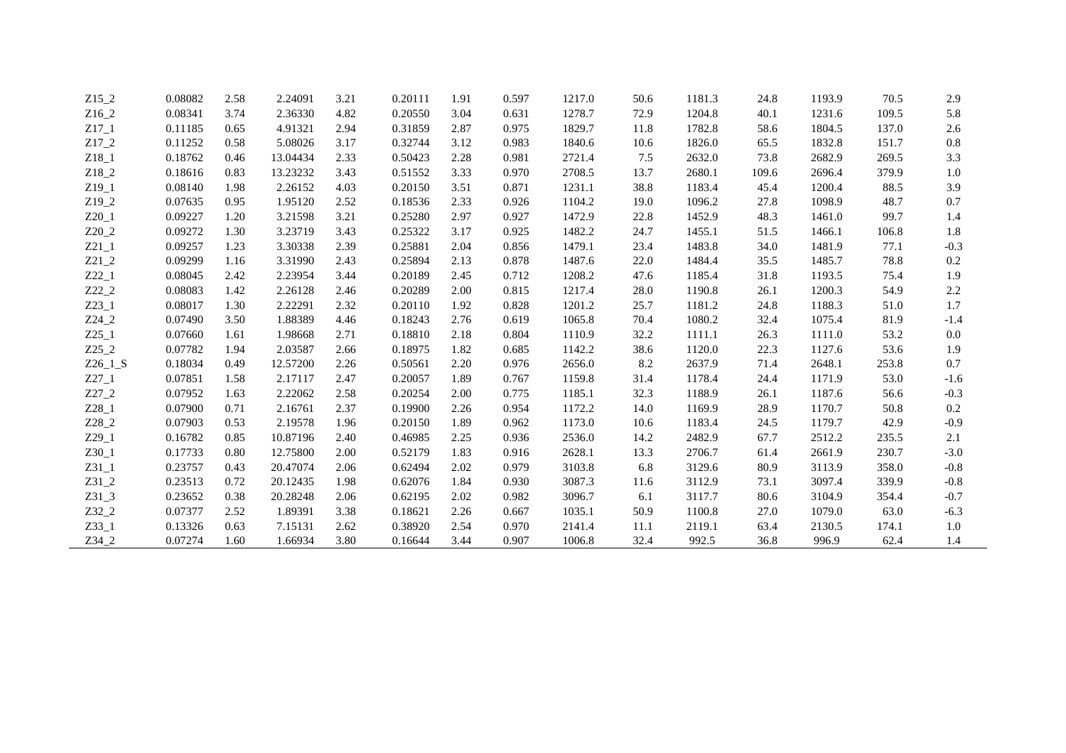| | | | | | | | | | | | | | | |
|---|---|---|---|---|---|---|---|---|---|---|---|---|---|---|
| Z15_2 | 0.08082 | 2.58 | 2.24091 | 3.21 | 0.20111 | 1.91 | 0.597 | 1217.0 | 50.6 | 1181.3 | 24.8 | 1193.9 | 70.5 | 2.9 |
| Z16_2 | 0.08341 | 3.74 | 2.36330 | 4.82 | 0.20550 | 3.04 | 0.631 | 1278.7 | 72.9 | 1204.8 | 40.1 | 1231.6 | 109.5 | 5.8 |
| Z17_1 | 0.11185 | 0.65 | 4.91321 | 2.94 | 0.31859 | 2.87 | 0.975 | 1829.7 | 11.8 | 1782.8 | 58.6 | 1804.5 | 137.0 | 2.6 |
| Z17_2 | 0.11252 | 0.58 | 5.08026 | 3.17 | 0.32744 | 3.12 | 0.983 | 1840.6 | 10.6 | 1826.0 | 65.5 | 1832.8 | 151.7 | 0.8 |
| Z18_1 | 0.18762 | 0.46 | 13.04434 | 2.33 | 0.50423 | 2.28 | 0.981 | 2721.4 | 7.5 | 2632.0 | 73.8 | 2682.9 | 269.5 | 3.3 |
| Z18_2 | 0.18616 | 0.83 | 13.23232 | 3.43 | 0.51552 | 3.33 | 0.970 | 2708.5 | 13.7 | 2680.1 | 109.6 | 2696.4 | 379.9 | 1.0 |
| Z19_1 | 0.08140 | 1.98 | 2.26152 | 4.03 | 0.20150 | 3.51 | 0.871 | 1231.1 | 38.8 | 1183.4 | 45.4 | 1200.4 | 88.5 | 3.9 |
| Z19_2 | 0.07635 | 0.95 | 1.95120 | 2.52 | 0.18536 | 2.33 | 0.926 | 1104.2 | 19.0 | 1096.2 | 27.8 | 1098.9 | 48.7 | 0.7 |
| Z20_1 | 0.09227 | 1.20 | 3.21598 | 3.21 | 0.25280 | 2.97 | 0.927 | 1472.9 | 22.8 | 1452.9 | 48.3 | 1461.0 | 99.7 | 1.4 |
| Z20_2 | 0.09272 | 1.30 | 3.23719 | 3.43 | 0.25322 | 3.17 | 0.925 | 1482.2 | 24.7 | 1455.1 | 51.5 | 1466.1 | 106.8 | 1.8 |
| Z21_1 | 0.09257 | 1.23 | 3.30338 | 2.39 | 0.25881 | 2.04 | 0.856 | 1479.1 | 23.4 | 1483.8 | 34.0 | 1481.9 | 77.1 | -0.3 |
| Z21_2 | 0.09299 | 1.16 | 3.31990 | 2.43 | 0.25894 | 2.13 | 0.878 | 1487.6 | 22.0 | 1484.4 | 35.5 | 1485.7 | 78.8 | 0.2 |
| Z22_1 | 0.08045 | 2.42 | 2.23954 | 3.44 | 0.20189 | 2.45 | 0.712 | 1208.2 | 47.6 | 1185.4 | 31.8 | 1193.5 | 75.4 | 1.9 |
| Z22_2 | 0.08083 | 1.42 | 2.26128 | 2.46 | 0.20289 | 2.00 | 0.815 | 1217.4 | 28.0 | 1190.8 | 26.1 | 1200.3 | 54.9 | 2.2 |
| Z23_1 | 0.08017 | 1.30 | 2.22291 | 2.32 | 0.20110 | 1.92 | 0.828 | 1201.2 | 25.7 | 1181.2 | 24.8 | 1188.3 | 51.0 | 1.7 |
| Z24_2 | 0.07490 | 3.50 | 1.88389 | 4.46 | 0.18243 | 2.76 | 0.619 | 1065.8 | 70.4 | 1080.2 | 32.4 | 1075.4 | 81.9 | -1.4 |
| Z25_1 | 0.07660 | 1.61 | 1.98668 | 2.71 | 0.18810 | 2.18 | 0.804 | 1110.9 | 32.2 | 1111.1 | 26.3 | 1111.0 | 53.2 | 0.0 |
| Z25_2 | 0.07782 | 1.94 | 2.03587 | 2.66 | 0.18975 | 1.82 | 0.685 | 1142.2 | 38.6 | 1120.0 | 22.3 | 1127.6 | 53.6 | 1.9 |
| Z26_1_S | 0.18034 | 0.49 | 12.57200 | 2.26 | 0.50561 | 2.20 | 0.976 | 2656.0 | 8.2 | 2637.9 | 71.4 | 2648.1 | 253.8 | 0.7 |
| Z27_1 | 0.07851 | 1.58 | 2.17117 | 2.47 | 0.20057 | 1.89 | 0.767 | 1159.8 | 31.4 | 1178.4 | 24.4 | 1171.9 | 53.0 | -1.6 |
| Z27_2 | 0.07952 | 1.63 | 2.22062 | 2.58 | 0.20254 | 2.00 | 0.775 | 1185.1 | 32.3 | 1188.9 | 26.1 | 1187.6 | 56.6 | -0.3 |
| Z28_1 | 0.07900 | 0.71 | 2.16761 | 2.37 | 0.19900 | 2.26 | 0.954 | 1172.2 | 14.0 | 1169.9 | 28.9 | 1170.7 | 50.8 | 0.2 |
| Z28_2 | 0.07903 | 0.53 | 2.19578 | 1.96 | 0.20150 | 1.89 | 0.962 | 1173.0 | 10.6 | 1183.4 | 24.5 | 1179.7 | 42.9 | -0.9 |
| Z29_1 | 0.16782 | 0.85 | 10.87196 | 2.40 | 0.46985 | 2.25 | 0.936 | 2536.0 | 14.2 | 2482.9 | 67.7 | 2512.2 | 235.5 | 2.1 |
| Z30_1 | 0.17733 | 0.80 | 12.75800 | 2.00 | 0.52179 | 1.83 | 0.916 | 2628.1 | 13.3 | 2706.7 | 61.4 | 2661.9 | 230.7 | -3.0 |
| Z31_1 | 0.23757 | 0.43 | 20.47074 | 2.06 | 0.62494 | 2.02 | 0.979 | 3103.8 | 6.8 | 3129.6 | 80.9 | 3113.9 | 358.0 | -0.8 |
| Z31_2 | 0.23513 | 0.72 | 20.12435 | 1.98 | 0.62076 | 1.84 | 0.930 | 3087.3 | 11.6 | 3112.9 | 73.1 | 3097.4 | 339.9 | -0.8 |
| Z31_3 | 0.23652 | 0.38 | 20.28248 | 2.06 | 0.62195 | 2.02 | 0.982 | 3096.7 | 6.1 | 3117.7 | 80.6 | 3104.9 | 354.4 | -0.7 |
| Z32_2 | 0.07377 | 2.52 | 1.89391 | 3.38 | 0.18621 | 2.26 | 0.667 | 1035.1 | 50.9 | 1100.8 | 27.0 | 1079.0 | 63.0 | -6.3 |
| Z33_1 | 0.13326 | 0.63 | 7.15131 | 2.62 | 0.38920 | 2.54 | 0.970 | 2141.4 | 11.1 | 2119.1 | 63.4 | 2130.5 | 174.1 | 1.0 |
| Z34_2 | 0.07274 | 1.60 | 1.66934 | 3.80 | 0.16644 | 3.44 | 0.907 | 1006.8 | 32.4 | 992.5 | 36.8 | 996.9 | 62.4 | 1.4 |